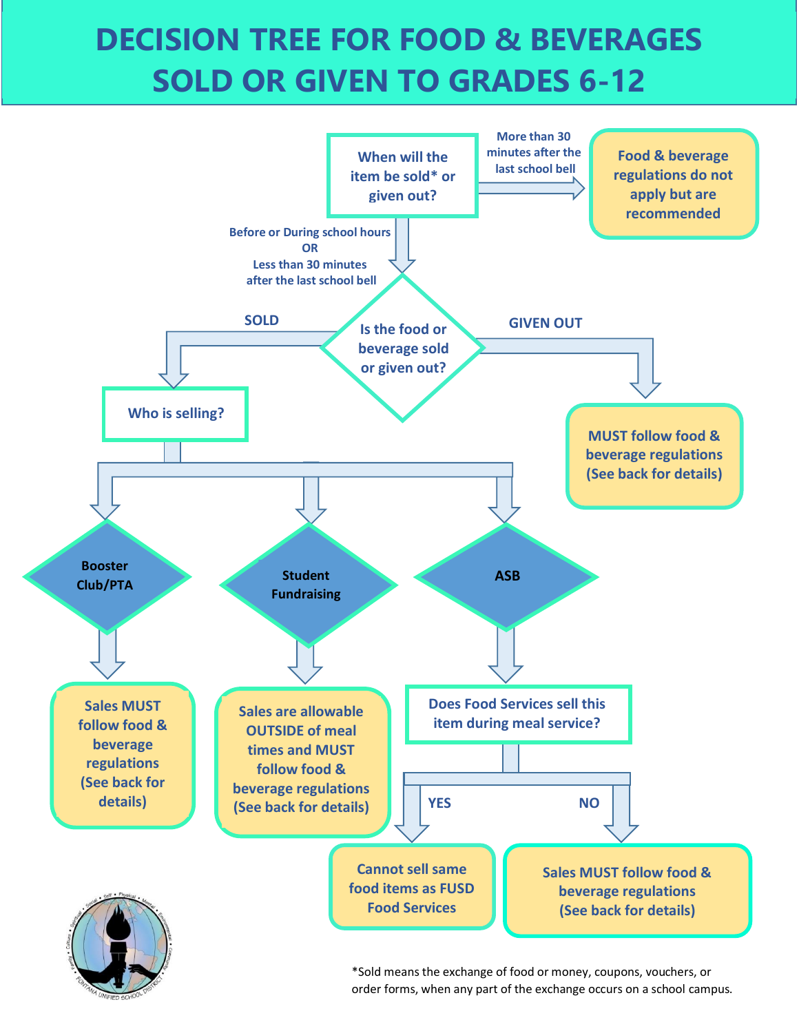# DECISION TREE FOR FOOD & BEVERAGES SOLD OR GIVEN TO GRADES 6-12

**When will the item be sold* or given out?**

- **More than 30 minutes after the last school bell** → Food & beverage regulations do not apply but are recommended
- **Before or During school hours OR Less than 30 minutes after the last school bell** → **Is the food or beverage sold or given out?**
  - **GIVEN OUT** → MUST follow food & beverage regulations (See back for details)
  - **SOLD** → **Who is selling?**
    - **Booster Club/PTA** → Sales MUST follow food & beverage regulations (See back for details)
    - **Student Fundraising** → Sales are allowable OUTSIDE of meal times and MUST follow food & beverage regulations (See back for details)
    - **ASB** → **Does Food Services sell this item during meal service?**
      - **YES** → Cannot sell same food items as FUSD Food Services
      - **NO** → Sales MUST follow food & beverage regulations (See back for details)

*Sold means the exchange of food or money, coupons, vouchers, or order forms, when any part of the exchange occurs on a school campus.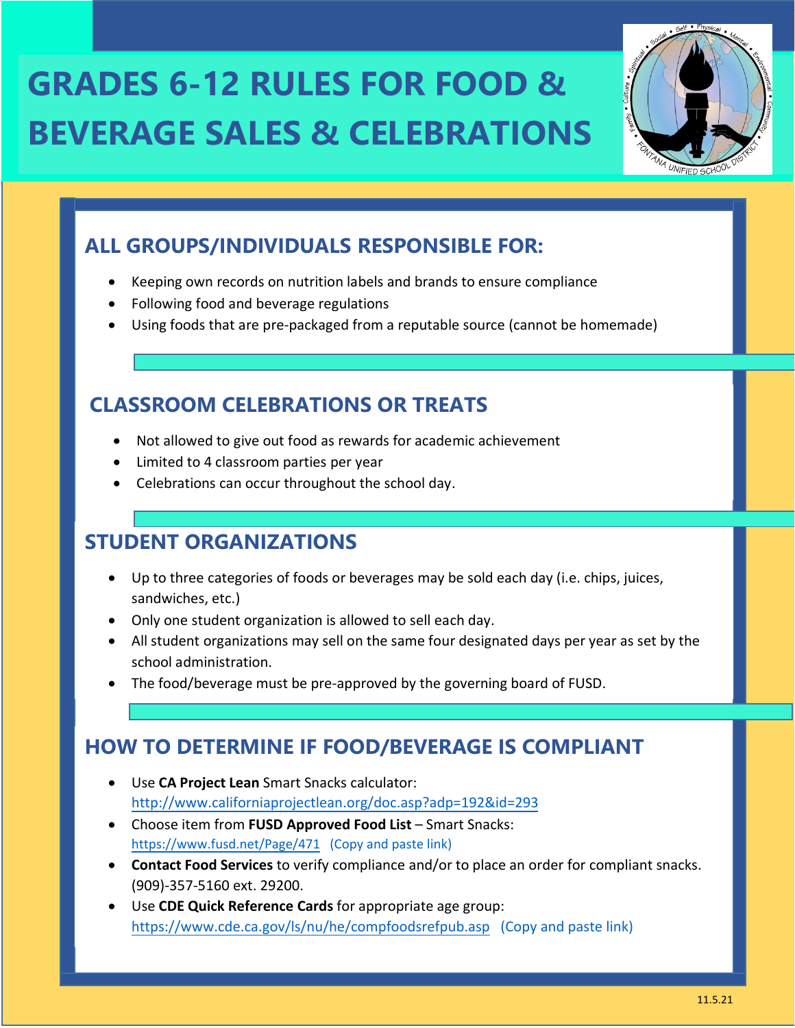# GRADES 6-12 RULES FOR FOOD & BEVERAGE SALES & CELEBRATIONS

## ALL GROUPS/INDIVIDUALS RESPONSIBLE FOR:

- Keeping own records on nutrition labels and brands to ensure compliance
- Following food and beverage regulations
- Using foods that are pre-packaged from a reputable source (cannot be homemade)

## CLASSROOM CELEBRATIONS OR TREATS

- Not allowed to give out food as rewards for academic achievement
- Limited to 4 classroom parties per year
- Celebrations can occur throughout the school day.

## STUDENT ORGANIZATIONS

- Up to three categories of foods or beverages may be sold each day (i.e. chips, juices, sandwiches, etc.)
- Only one student organization is allowed to sell each day.
- All student organizations may sell on the same four designated days per year as set by the school administration.
- The food/beverage must be pre-approved by the governing board of FUSD.

## HOW TO DETERMINE IF FOOD/BEVERAGE IS COMPLIANT

- Use **CA Project Lean** Smart Snacks calculator: http://www.californiaprojectlean.org/doc.asp?adp=192&id=293
- Choose item from **FUSD Approved Food List** – Smart Snacks: https://www.fusd.net/Page/471 (Copy and paste link)
- **Contact Food Services** to verify compliance and/or to place an order for compliant snacks. (909)-357-5160 ext. 29200.
- Use **CDE Quick Reference Cards** for appropriate age group: https://www.cde.ca.gov/ls/nu/he/compfoodsrefpub.asp (Copy and paste link)

11.5.21